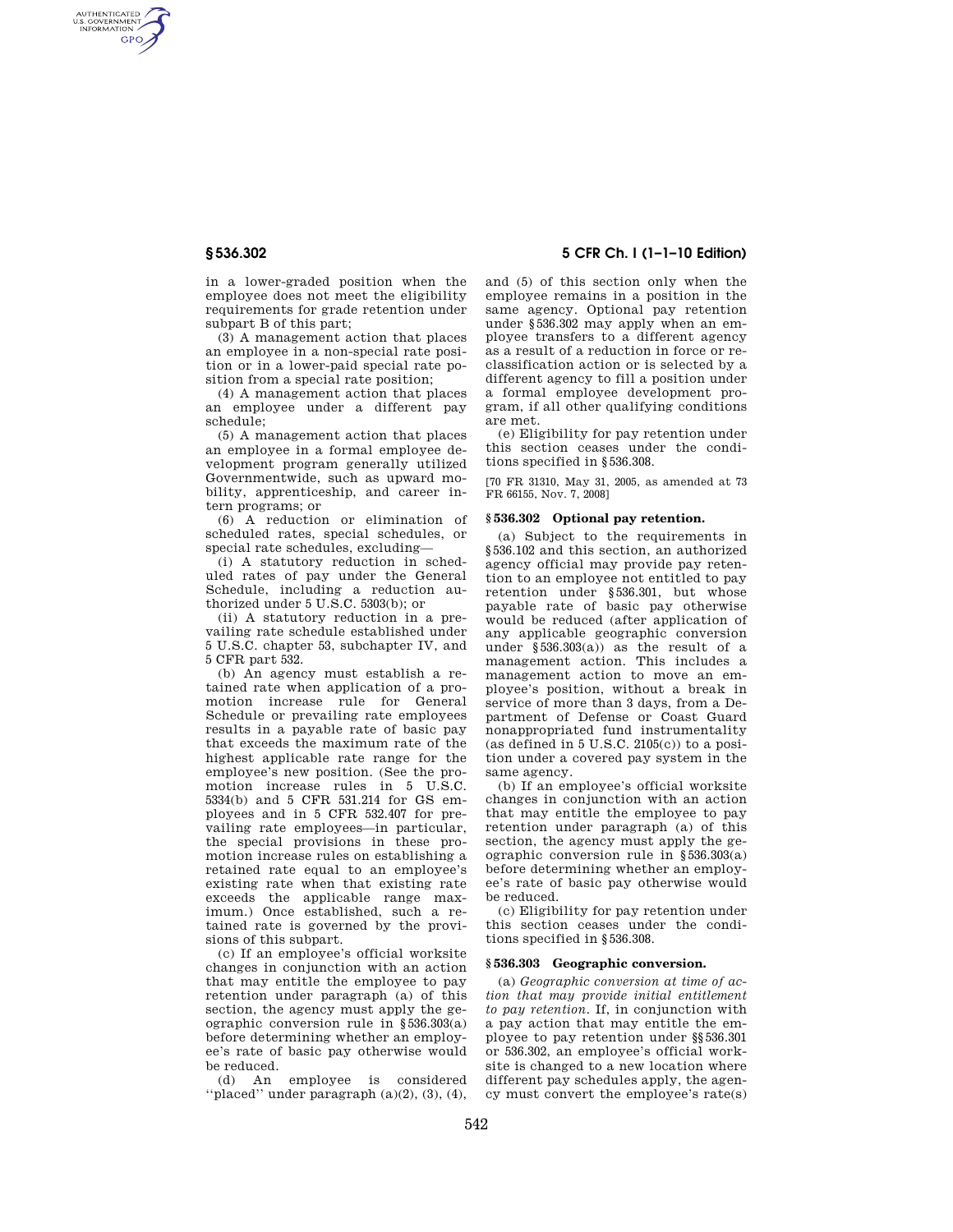in a lower-graded position when the employee does not meet the eligibility requirements for grade retention under subpart B of this part;

(3) A management action that places an employee in a non-special rate position or in a lower-paid special rate position from a special rate position;

(4) A management action that places an employee under a different pay schedule;

(5) A management action that places an employee in a formal employee development program generally utilized Governmentwide, such as upward mobility, apprenticeship, and career intern programs; or

(6) A reduction or elimination of scheduled rates, special schedules, or special rate schedules, excluding—

(i) A statutory reduction in scheduled rates of pay under the General Schedule, including a reduction authorized under 5 U.S.C. 5303(b); or

(ii) A statutory reduction in a prevailing rate schedule established under 5 U.S.C. chapter 53, subchapter IV, and 5 CFR part 532.

(b) An agency must establish a retained rate when application of a promotion increase rule for General Schedule or prevailing rate employees results in a payable rate of basic pay that exceeds the maximum rate of the highest applicable rate range for the employee's new position. (See the promotion increase rules in 5 U.S.C. 5334(b) and 5 CFR 531.214 for GS employees and in 5 CFR 532.407 for prevailing rate employees—in particular, the special provisions in these promotion increase rules on establishing a retained rate equal to an employee's existing rate when that existing rate exceeds the applicable range maximum.) Once established, such a retained rate is governed by the provisions of this subpart.

(c) If an employee's official worksite changes in conjunction with an action that may entitle the employee to pay retention under paragraph (a) of this section, the agency must apply the geographic conversion rule in §536.303(a) before determining whether an employee's rate of basic pay otherwise would be reduced.

(d) An employee is considered "placed" under paragraph (a)(2), (3), (4), and (5) of this section only when the employee remains in a position in the same agency. Optional pay retention under §536.302 may apply when an employee transfers to a different agency as a result of a reduction in force or reclassification action or is selected by a different agency to fill a position under a formal employee development program, if all other qualifying conditions are met.

(e) Eligibility for pay retention under this section ceases under the conditions specified in §536.308.

[70 FR 31310, May 31, 2005, as amended at 73 FR 66155, Nov. 7, 2008]

### § 536.302 Optional pay retention.

(a) Subject to the requirements in §536.102 and this section, an authorized agency official may provide pay retention to an employee not entitled to pay retention under §536.301, but whose payable rate of basic pay otherwise would be reduced (after application of any applicable geographic conversion under §536.303(a)) as the result of a management action. This includes a management action to move an employee's position, without a break in service of more than 3 days, from a Department of Defense or Coast Guard nonappropriated fund instrumentality (as defined in 5 U.S.C. 2105(c)) to a position under a covered pay system in the same agency.

(b) If an employee's official worksite changes in conjunction with an action that may entitle the employee to pay retention under paragraph (a) of this section, the agency must apply the geographic conversion rule in §536.303(a) before determining whether an employee's rate of basic pay otherwise would be reduced.

(c) Eligibility for pay retention under this section ceases under the conditions specified in §536.308.

### § 536.303 Geographic conversion.

(a) *Geographic conversion at time of action that may provide initial entitlement to pay retention.* If, in conjunction with a pay action that may entitle the employee to pay retention under §§536.301 or 536.302, an employee's official worksite is changed to a new location where different pay schedules apply, the agency must convert the employee's rate(s)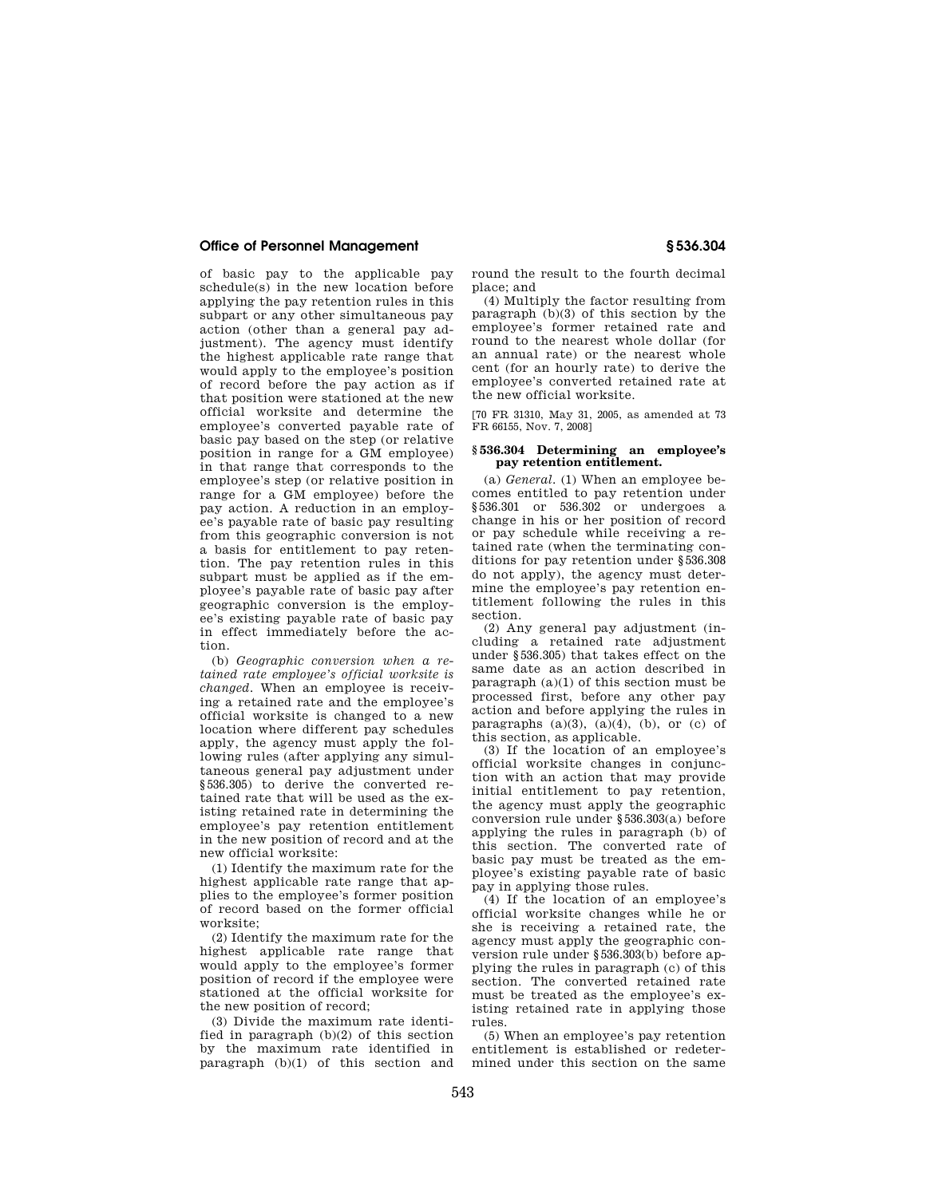of basic pay to the applicable pay schedule(s) in the new location before applying the pay retention rules in this subpart or any other simultaneous pay action (other than a general pay adjustment). The agency must identify the highest applicable rate range that would apply to the employee's position of record before the pay action as if that position were stationed at the new official worksite and determine the employee's converted payable rate of basic pay based on the step (or relative position in range for a GM employee) in that range that corresponds to the employee's step (or relative position in range for a GM employee) before the pay action. A reduction in an employee's payable rate of basic pay resulting from this geographic conversion is not a basis for entitlement to pay retention. The pay retention rules in this subpart must be applied as if the employee's payable rate of basic pay after geographic conversion is the employee's existing payable rate of basic pay in effect immediately before the action.

(b) *Geographic conversion when a retained rate employee's official worksite is changed.* When an employee is receiving a retained rate and the employee's official worksite is changed to a new location where different pay schedules apply, the agency must apply the following rules (after applying any simultaneous general pay adjustment under §536.305) to derive the converted retained rate that will be used as the existing retained rate in determining the employee's pay retention entitlement in the new position of record and at the new official worksite:

(1) Identify the maximum rate for the highest applicable rate range that applies to the employee's former position of record based on the former official worksite;

(2) Identify the maximum rate for the highest applicable rate range that would apply to the employee's former position of record if the employee were stationed at the official worksite for the new position of record;

(3) Divide the maximum rate identified in paragraph (b)(2) of this section by the maximum rate identified in paragraph (b)(1) of this section and round the result to the fourth decimal place; and

(4) Multiply the factor resulting from paragraph (b)(3) of this section by the employee's former retained rate and round to the nearest whole dollar (for an annual rate) or the nearest whole cent (for an hourly rate) to derive the employee's converted retained rate at the new official worksite.

[70 FR 31310, May 31, 2005, as amended at 73 FR 66155, Nov. 7, 2008]

## §536.304 Determining an employee's pay retention entitlement.

(a) *General.* (1) When an employee becomes entitled to pay retention under §536.301 or 536.302 or undergoes a change in his or her position of record or pay schedule while receiving a retained rate (when the terminating conditions for pay retention under §536.308 do not apply), the agency must determine the employee's pay retention entitlement following the rules in this section.

(2) Any general pay adjustment (including a retained rate adjustment under §536.305) that takes effect on the same date as an action described in paragraph (a)(1) of this section must be processed first, before any other pay action and before applying the rules in paragraphs (a)(3), (a)(4), (b), or (c) of this section, as applicable.

(3) If the location of an employee's official worksite changes in conjunction with an action that may provide initial entitlement to pay retention, the agency must apply the geographic conversion rule under §536.303(a) before applying the rules in paragraph (b) of this section. The converted rate of basic pay must be treated as the employee's existing payable rate of basic pay in applying those rules.

(4) If the location of an employee's official worksite changes while he or she is receiving a retained rate, the agency must apply the geographic conversion rule under §536.303(b) before applying the rules in paragraph (c) of this section. The converted retained rate must be treated as the employee's existing retained rate in applying those rules.

(5) When an employee's pay retention entitlement is established or redetermined under this section on the same